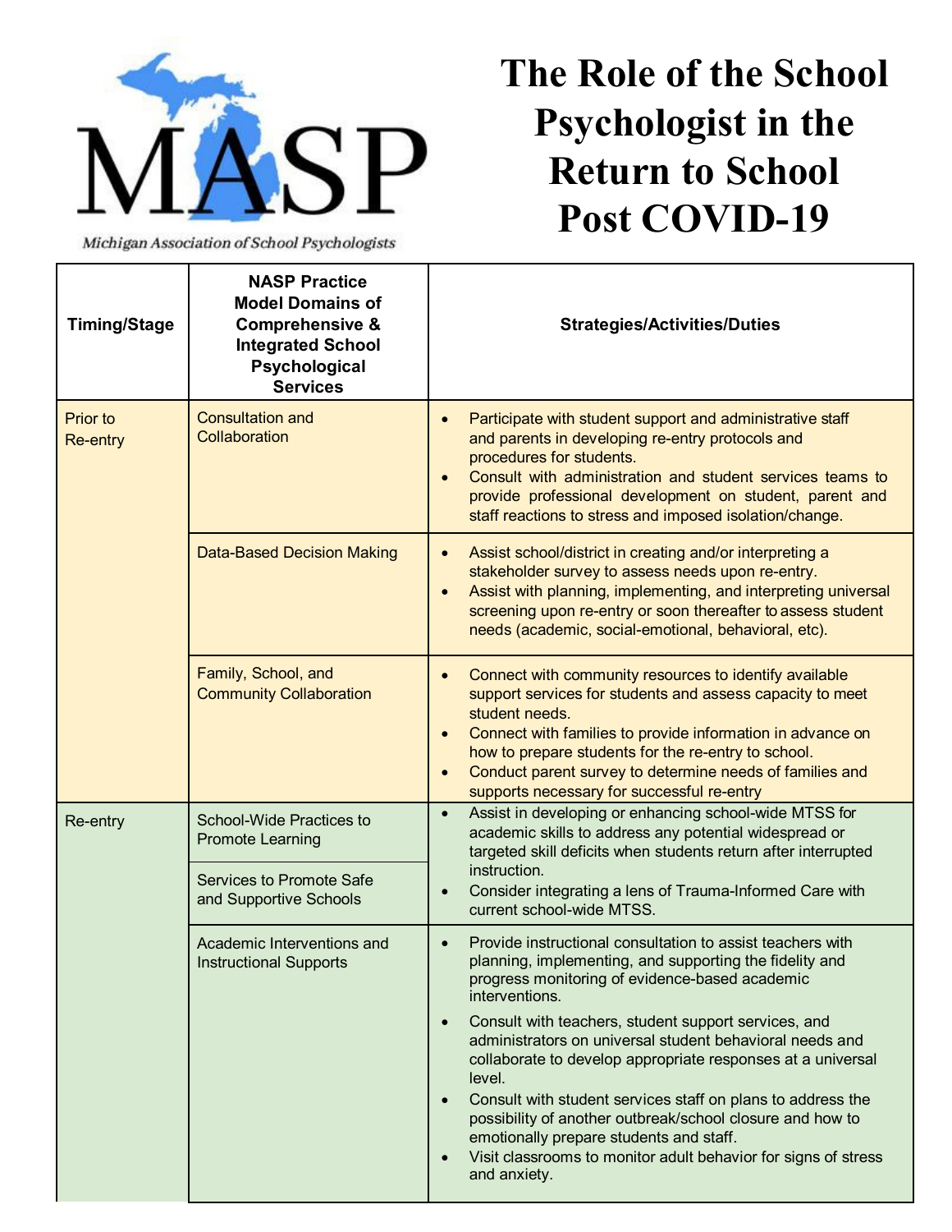MASP

Michigan Association of School Psychologists

# The Role of the School Psychologist in the Return to School Post COVID-19

| Timing/Stage | NASP Practice Model Domains of Comprehensive & Integrated School Psychological Services | Strategies/Activities/Duties |
|---|---|---|
| Prior to Re-entry | Consultation and Collaboration | • Participate with student support and administrative staff and parents in developing re-entry protocols and procedures for students.<br>• Consult with administration and student services teams to provide professional development on student, parent and staff reactions to stress and imposed isolation/change. |
| | Data-Based Decision Making | • Assist school/district in creating and/or interpreting a stakeholder survey to assess needs upon re-entry.<br>• Assist with planning, implementing, and interpreting universal screening upon re-entry or soon thereafter to assess student needs (academic, social-emotional, behavioral, etc). |
| | Family, School, and Community Collaboration | • Connect with community resources to identify available support services for students and assess capacity to meet student needs.<br>• Connect with families to provide information in advance on how to prepare students for the re-entry to school.<br>• Conduct parent survey to determine needs of families and supports necessary for successful re-entry |
| Re-entry | School-Wide Practices to Promote Learning<br><br>Services to Promote Safe and Supportive Schools | • Assist in developing or enhancing school-wide MTSS for academic skills to address any potential widespread or targeted skill deficits when students return after interrupted instruction.<br>• Consider integrating a lens of Trauma-Informed Care with current school-wide MTSS. |
| | Academic Interventions and Instructional Supports | • Provide instructional consultation to assist teachers with planning, implementing, and supporting the fidelity and progress monitoring of evidence-based academic interventions.<br>• Consult with teachers, student support services, and administrators on universal student behavioral needs and collaborate to develop appropriate responses at a universal level.<br>• Consult with student services staff on plans to address the possibility of another outbreak/school closure and how to emotionally prepare students and staff.<br>• Visit classrooms to monitor adult behavior for signs of stress and anxiety. |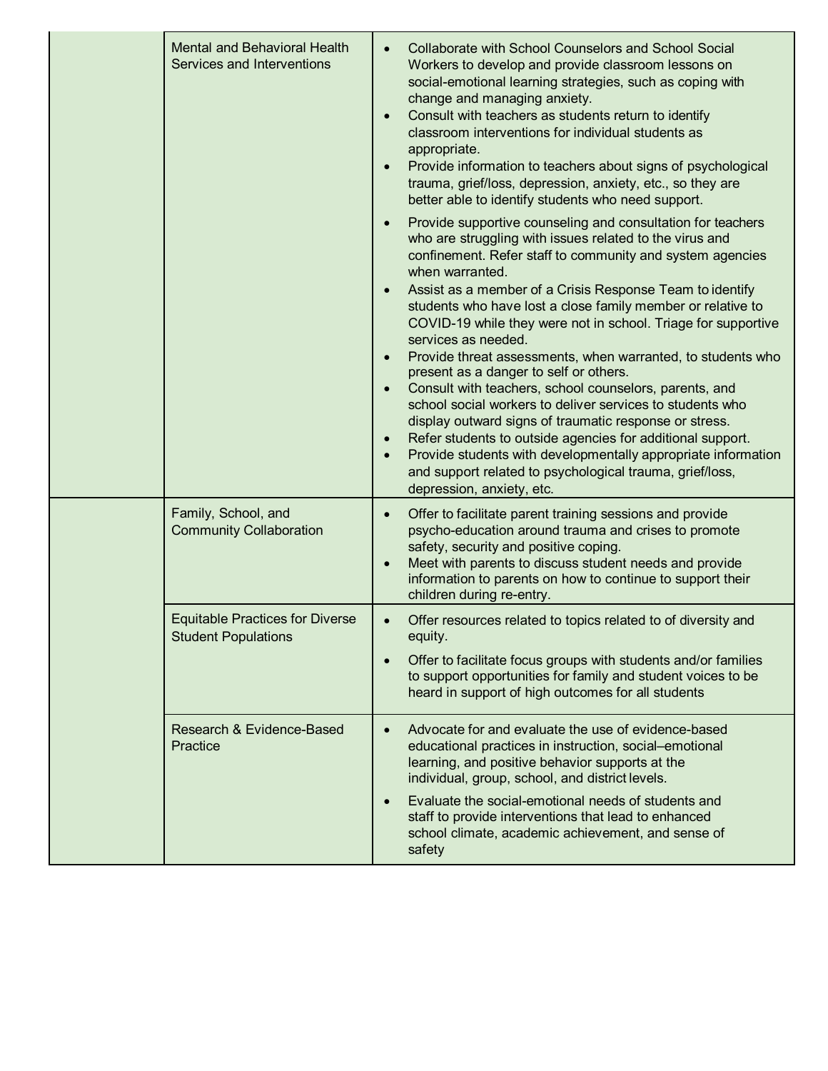| | | |
|---|---|---|
| | Mental and Behavioral Health Services and Interventions | • Collaborate with School Counselors and School Social Workers to develop and provide classroom lessons on social-emotional learning strategies, such as coping with change and managing anxiety.<br>• Consult with teachers as students return to identify classroom interventions for individual students as appropriate.<br>• Provide information to teachers about signs of psychological trauma, grief/loss, depression, anxiety, etc., so they are better able to identify students who need support.<br>• Provide supportive counseling and consultation for teachers who are struggling with issues related to the virus and confinement. Refer staff to community and system agencies when warranted.<br>• Assist as a member of a Crisis Response Team to identify students who have lost a close family member or relative to COVID-19 while they were not in school. Triage for supportive services as needed.<br>• Provide threat assessments, when warranted, to students who present as a danger to self or others.<br>• Consult with teachers, school counselors, parents, and school social workers to deliver services to students who display outward signs of traumatic response or stress.<br>• Refer students to outside agencies for additional support.<br>• Provide students with developmentally appropriate information and support related to psychological trauma, grief/loss, depression, anxiety, etc. |
| | Family, School, and Community Collaboration | • Offer to facilitate parent training sessions and provide psycho-education around trauma and crises to promote safety, security and positive coping.<br>• Meet with parents to discuss student needs and provide information to parents on how to continue to support their children during re-entry. |
| | Equitable Practices for Diverse Student Populations | • Offer resources related to topics related to of diversity and equity.<br>• Offer to facilitate focus groups with students and/or families to support opportunities for family and student voices to be heard in support of high outcomes for all students |
| | Research & Evidence-Based Practice | • Advocate for and evaluate the use of evidence-based educational practices in instruction, social–emotional learning, and positive behavior supports at the individual, group, school, and district levels.<br>• Evaluate the social-emotional needs of students and staff to provide interventions that lead to enhanced school climate, academic achievement, and sense of safety |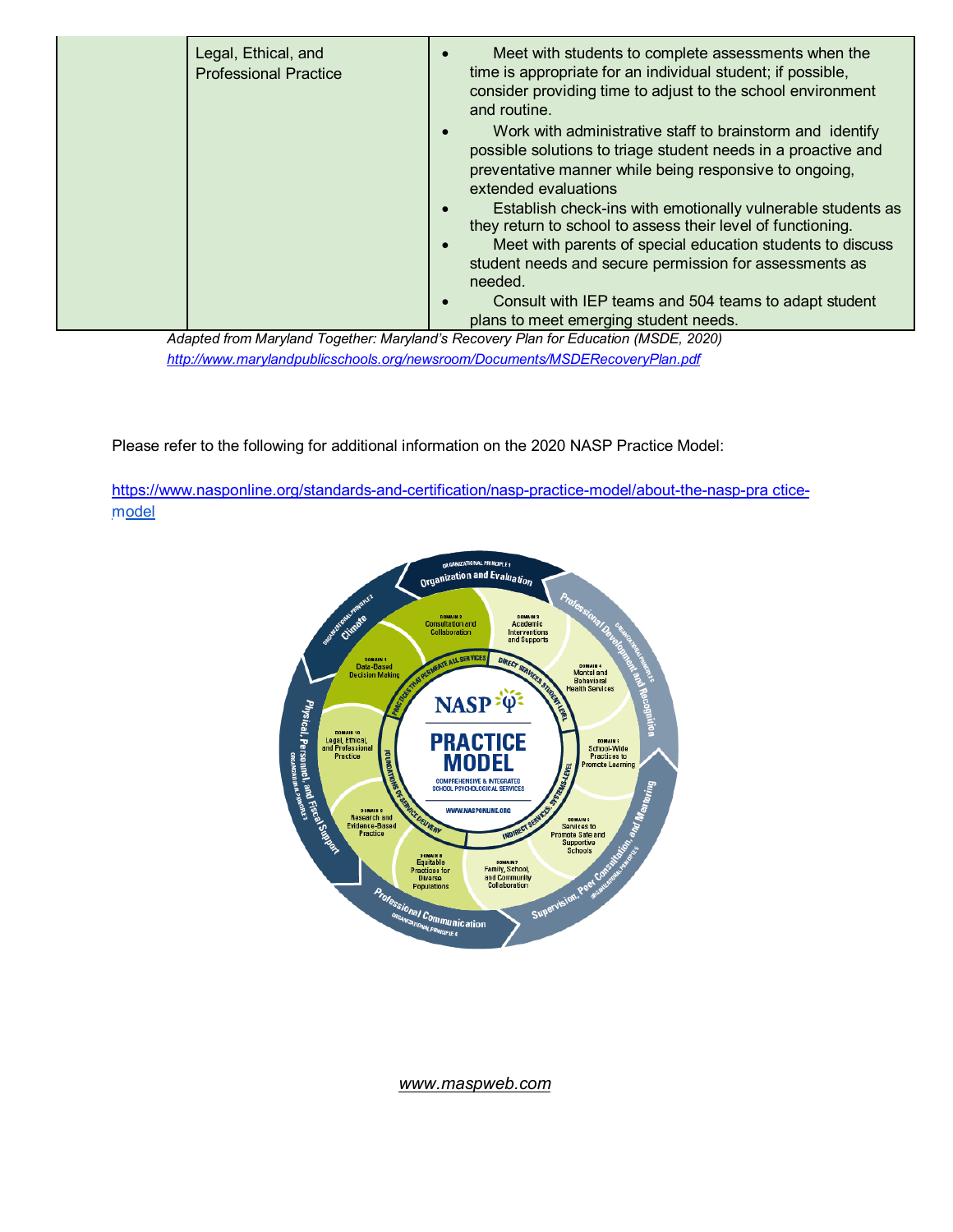| | | |
|---|---|---|
| | Legal, Ethical, and Professional Practice | • Meet with students to complete assessments when the time is appropriate for an individual student; if possible, consider providing time to adjust to the school environment and routine.<br>• Work with administrative staff to brainstorm and identify possible solutions to triage student needs in a proactive and preventative manner while being responsive to ongoing, extended evaluations<br>• Establish check-ins with emotionally vulnerable students as they return to school to assess their level of functioning.<br>• Meet with parents of special education students to discuss student needs and secure permission for assessments as needed.<br>• Consult with IEP teams and 504 teams to adapt student plans to meet emerging student needs. |

*Adapted from Maryland Together: Maryland's Recovery Plan for Education (MSDE, 2020)*
*http://www.marylandpublicschools.org/newsroom/Documents/MSDERecoveryPlan.pdf*

Please refer to the following for additional information on the 2020 NASP Practice Model:

https://www.nasponline.org/standards-and-certification/nasp-practice-model/about-the-nasp-pra ctice-model

NASP PRACTICE MODEL
COMPREHENSIVE & INTEGRATED SCHOOL PSYCHOLOGICAL SERVICES
WWW.NASPONLINE.ORG

PRACTICES THAT PERMEATE ALL SERVICES
DIRECT SERVICES: STUDENT-LEVEL
INDIRECT SERVICES: SYSTEMS-LEVEL
FOUNDATIONS OF SERVICE DELIVERY

DOMAIN 1 Data-Based Decision Making
DOMAIN 2 Consultation and Collaboration
DOMAIN 3 Academic Interventions and Supports
DOMAIN 4 Mental and Behavioral Health Services
DOMAIN 5 School-Wide Practices to Promote Learning
DOMAIN 6 Services to Promote Safe and Supportive Schools
DOMAIN 7 Family, School, and Community Collaboration
DOMAIN 8 Equitable Practices for Diverse Populations
DOMAIN 9 Research and Evidence-Based Practice
DOMAIN 10 Legal, Ethical, and Professional Practice

ORGANIZATIONAL PRINCIPLE 1 Organization and Evaluation
ORGANIZATIONAL PRINCIPLE 2 Climate
ORGANIZATIONAL PRINCIPLE 3 Physical, Personnel, and Fiscal Support
ORGANIZATIONAL PRINCIPLE 4 Professional Communication
ORGANIZATIONAL PRINCIPLE 5 Supervision, Peer Consultation, and Mentoring
ORGANIZATIONAL PRINCIPLE 6 Professional Development and Recognition